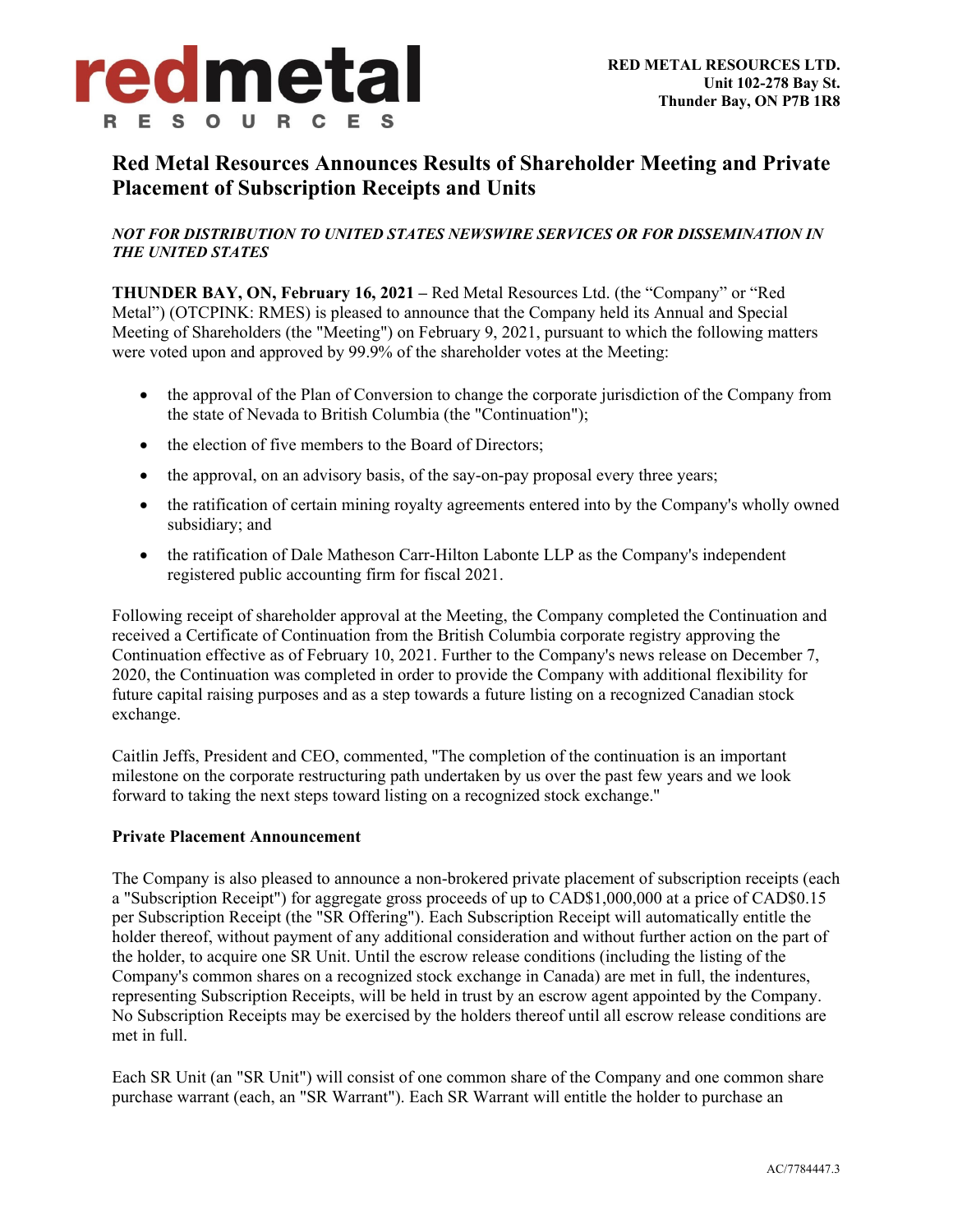**RED METAL RESOURCES LTD.**
**Unit 102-278 Bay St.**
**Thunder Bay, ON P7B 1R8**

# Red Metal Resources Announces Results of Shareholder Meeting and Private Placement of Subscription Receipts and Units

***NOT FOR DISTRIBUTION TO UNITED STATES NEWSWIRE SERVICES OR FOR DISSEMINATION IN THE UNITED STATES***

**THUNDER BAY, ON, February 16, 2021 –** Red Metal Resources Ltd. (the "Company" or "Red Metal") (OTCPINK: RMES) is pleased to announce that the Company held its Annual and Special Meeting of Shareholders (the "Meeting") on February 9, 2021, pursuant to which the following matters were voted upon and approved by 99.9% of the shareholder votes at the Meeting:

- the approval of the Plan of Conversion to change the corporate jurisdiction of the Company from the state of Nevada to British Columbia (the "Continuation");
- the election of five members to the Board of Directors;
- the approval, on an advisory basis, of the say-on-pay proposal every three years;
- the ratification of certain mining royalty agreements entered into by the Company's wholly owned subsidiary; and
- the ratification of Dale Matheson Carr-Hilton Labonte LLP as the Company's independent registered public accounting firm for fiscal 2021.

Following receipt of shareholder approval at the Meeting, the Company completed the Continuation and received a Certificate of Continuation from the British Columbia corporate registry approving the Continuation effective as of February 10, 2021. Further to the Company's news release on December 7, 2020, the Continuation was completed in order to provide the Company with additional flexibility for future capital raising purposes and as a step towards a future listing on a recognized Canadian stock exchange.

Caitlin Jeffs, President and CEO, commented, "The completion of the continuation is an important milestone on the corporate restructuring path undertaken by us over the past few years and we look forward to taking the next steps toward listing on a recognized stock exchange."

**Private Placement Announcement**

The Company is also pleased to announce a non-brokered private placement of subscription receipts (each a "Subscription Receipt") for aggregate gross proceeds of up to CAD$1,000,000 at a price of CAD$0.15 per Subscription Receipt (the "SR Offering"). Each Subscription Receipt will automatically entitle the holder thereof, without payment of any additional consideration and without further action on the part of the holder, to acquire one SR Unit. Until the escrow release conditions (including the listing of the Company's common shares on a recognized stock exchange in Canada) are met in full, the indentures, representing Subscription Receipts, will be held in trust by an escrow agent appointed by the Company. No Subscription Receipts may be exercised by the holders thereof until all escrow release conditions are met in full.

Each SR Unit (an "SR Unit") will consist of one common share of the Company and one common share purchase warrant (each, an "SR Warrant"). Each SR Warrant will entitle the holder to purchase an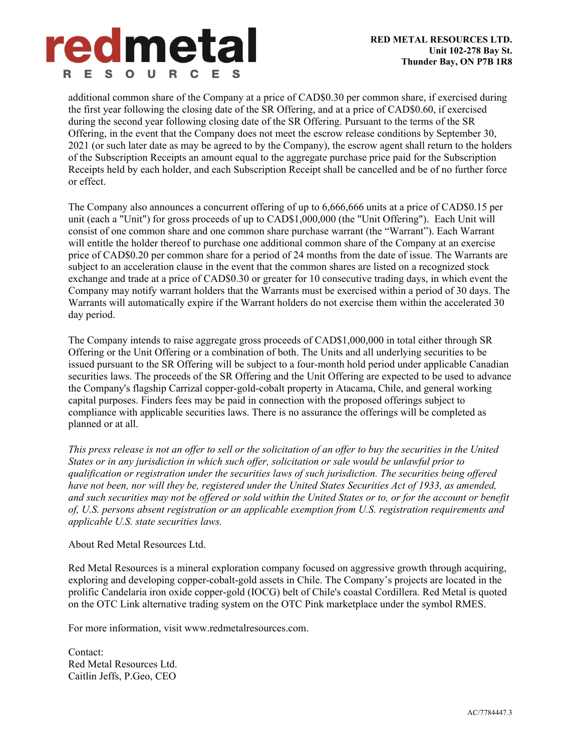additional common share of the Company at a price of CAD$0.30 per common share, if exercised during the first year following the closing date of the SR Offering, and at a price of CAD$0.60, if exercised during the second year following closing date of the SR Offering. Pursuant to the terms of the SR Offering, in the event that the Company does not meet the escrow release conditions by September 30, 2021 (or such later date as may be agreed to by the Company), the escrow agent shall return to the holders of the Subscription Receipts an amount equal to the aggregate purchase price paid for the Subscription Receipts held by each holder, and each Subscription Receipt shall be cancelled and be of no further force or effect.

The Company also announces a concurrent offering of up to 6,666,666 units at a price of CAD$0.15 per unit (each a "Unit") for gross proceeds of up to CAD$1,000,000 (the "Unit Offering"). Each Unit will consist of one common share and one common share purchase warrant (the "Warrant"). Each Warrant will entitle the holder thereof to purchase one additional common share of the Company at an exercise price of CAD$0.20 per common share for a period of 24 months from the date of issue. The Warrants are subject to an acceleration clause in the event that the common shares are listed on a recognized stock exchange and trade at a price of CAD$0.30 or greater for 10 consecutive trading days, in which event the Company may notify warrant holders that the Warrants must be exercised within a period of 30 days. The Warrants will automatically expire if the Warrant holders do not exercise them within the accelerated 30 day period.

The Company intends to raise aggregate gross proceeds of CAD$1,000,000 in total either through SR Offering or the Unit Offering or a combination of both. The Units and all underlying securities to be issued pursuant to the SR Offering will be subject to a four-month hold period under applicable Canadian securities laws. The proceeds of the SR Offering and the Unit Offering are expected to be used to advance the Company's flagship Carrizal copper-gold-cobalt property in Atacama, Chile, and general working capital purposes. Finders fees may be paid in connection with the proposed offerings subject to compliance with applicable securities laws. There is no assurance the offerings will be completed as planned or at all.

*This press release is not an offer to sell or the solicitation of an offer to buy the securities in the United States or in any jurisdiction in which such offer, solicitation or sale would be unlawful prior to qualification or registration under the securities laws of such jurisdiction. The securities being offered have not been, nor will they be, registered under the United States Securities Act of 1933, as amended, and such securities may not be offered or sold within the United States or to, or for the account or benefit of, U.S. persons absent registration or an applicable exemption from U.S. registration requirements and applicable U.S. state securities laws.*

About Red Metal Resources Ltd.

Red Metal Resources is a mineral exploration company focused on aggressive growth through acquiring, exploring and developing copper-cobalt-gold assets in Chile. The Company's projects are located in the prolific Candelaria iron oxide copper-gold (IOCG) belt of Chile's coastal Cordillera. Red Metal is quoted on the OTC Link alternative trading system on the OTC Pink marketplace under the symbol RMES.

For more information, visit www.redmetalresources.com.

Contact:
Red Metal Resources Ltd.
Caitlin Jeffs, P.Geo, CEO

AC/7784447.3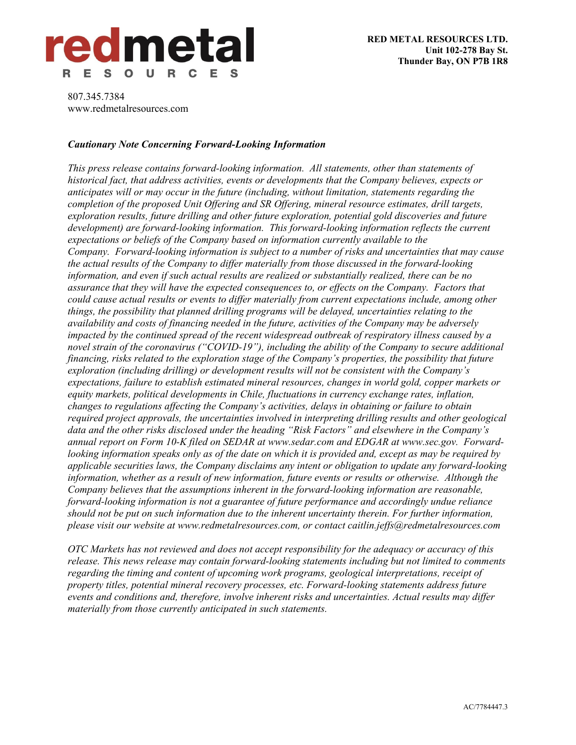**RED METAL RESOURCES LTD.**
**Unit 102-278 Bay St.**
**Thunder Bay, ON P7B 1R8**

807.345.7384
www.redmetalresources.com

***Cautionary Note Concerning Forward-Looking Information***

*This press release contains forward-looking information. All statements, other than statements of historical fact, that address activities, events or developments that the Company believes, expects or anticipates will or may occur in the future (including, without limitation, statements regarding the completion of the proposed Unit Offering and SR Offering, mineral resource estimates, drill targets, exploration results, future drilling and other future exploration, potential gold discoveries and future development) are forward-looking information. This forward-looking information reflects the current expectations or beliefs of the Company based on information currently available to the Company. Forward-looking information is subject to a number of risks and uncertainties that may cause the actual results of the Company to differ materially from those discussed in the forward-looking information, and even if such actual results are realized or substantially realized, there can be no assurance that they will have the expected consequences to, or effects on the Company. Factors that could cause actual results or events to differ materially from current expectations include, among other things, the possibility that planned drilling programs will be delayed, uncertainties relating to the availability and costs of financing needed in the future, activities of the Company may be adversely impacted by the continued spread of the recent widespread outbreak of respiratory illness caused by a novel strain of the coronavirus ("COVID-19"), including the ability of the Company to secure additional financing, risks related to the exploration stage of the Company's properties, the possibility that future exploration (including drilling) or development results will not be consistent with the Company's expectations, failure to establish estimated mineral resources, changes in world gold, copper markets or equity markets, political developments in Chile, fluctuations in currency exchange rates, inflation, changes to regulations affecting the Company's activities, delays in obtaining or failure to obtain required project approvals, the uncertainties involved in interpreting drilling results and other geological data and the other risks disclosed under the heading "Risk Factors" and elsewhere in the Company's annual report on Form 10-K filed on SEDAR at www.sedar.com and EDGAR at www.sec.gov. Forward-looking information speaks only as of the date on which it is provided and, except as may be required by applicable securities laws, the Company disclaims any intent or obligation to update any forward-looking information, whether as a result of new information, future events or results or otherwise. Although the Company believes that the assumptions inherent in the forward-looking information are reasonable, forward-looking information is not a guarantee of future performance and accordingly undue reliance should not be put on such information due to the inherent uncertainty therein. For further information, please visit our website at www.redmetalresources.com, or contact caitlin.jeffs@redmetalresources.com*

*OTC Markets has not reviewed and does not accept responsibility for the adequacy or accuracy of this release. This news release may contain forward-looking statements including but not limited to comments regarding the timing and content of upcoming work programs, geological interpretations, receipt of property titles, potential mineral recovery processes, etc. Forward-looking statements address future events and conditions and, therefore, involve inherent risks and uncertainties. Actual results may differ materially from those currently anticipated in such statements.*

AC/7784447.3